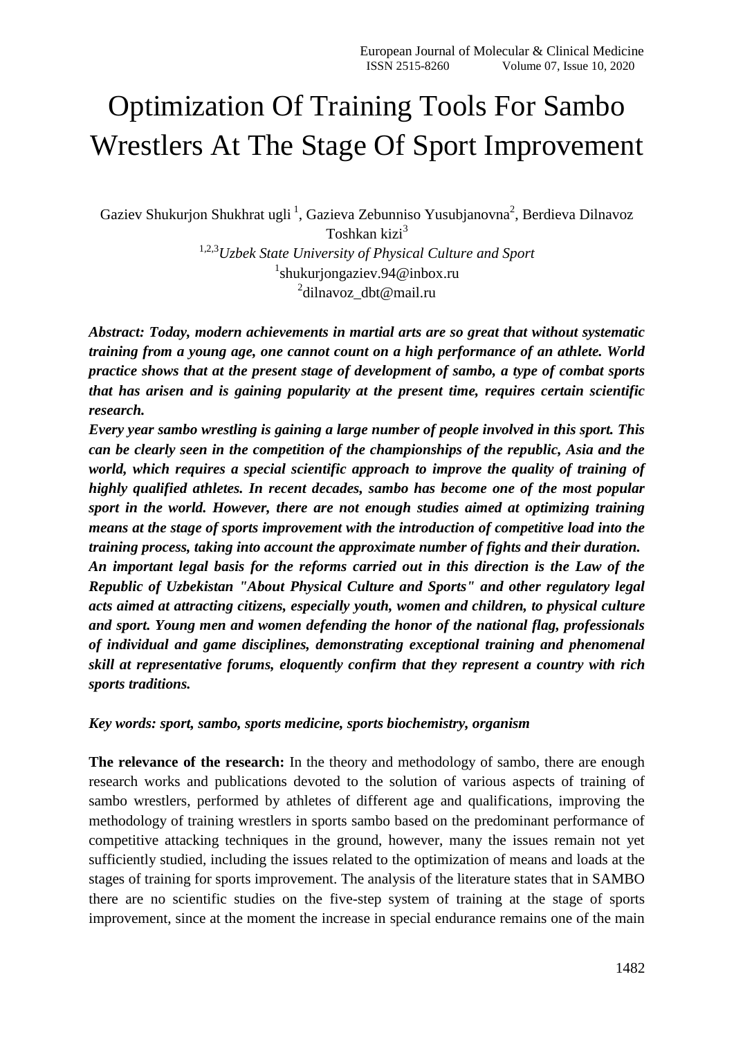# Optimization Of Training Tools For Sambo Wrestlers At The Stage Of Sport Improvement

Gaziev Shukurjon Shukhrat ugli [1], Gazieva Zebunniso Yusubjanovna[2], Berdieva Dilnavoz Toshkan kizi[3]

[1,2,3]*Uzbek State University of Physical Culture and Sport*

[1]shukurjongaziev.94@inbox.ru

[2]dilnavoz_dbt@mail.ru

***Abstract: Today, modern achievements in martial arts are so great that without systematic training from a young age, one cannot count on a high performance of an athlete. World practice shows that at the present stage of development of sambo, a type of combat sports that has arisen and is gaining popularity at the present time, requires certain scientific research.***

***Every year sambo wrestling is gaining a large number of people involved in this sport. This can be clearly seen in the competition of the championships of the republic, Asia and the world, which requires a special scientific approach to improve the quality of training of highly qualified athletes. In recent decades, sambo has become one of the most popular sport in the world. However, there are not enough studies aimed at optimizing training means at the stage of sports improvement with the introduction of competitive load into the training process, taking into account the approximate number of fights and their duration.***

***An important legal basis for the reforms carried out in this direction is the Law of the Republic of Uzbekistan "About Physical Culture and Sports" and other regulatory legal acts aimed at attracting citizens, especially youth, women and children, to physical culture and sport. Young men and women defending the honor of the national flag, professionals of individual and game disciplines, demonstrating exceptional training and phenomenal skill at representative forums, eloquently confirm that they represent a country with rich sports traditions.***

***Key words: sport, sambo, sports medicine, sports biochemistry, organism***

**The relevance of the research:** In the theory and methodology of sambo, there are enough research works and publications devoted to the solution of various aspects of training of sambo wrestlers, performed by athletes of different age and qualifications, improving the methodology of training wrestlers in sports sambo based on the predominant performance of competitive attacking techniques in the ground, however, many the issues remain not yet sufficiently studied, including the issues related to the optimization of means and loads at the stages of training for sports improvement. The analysis of the literature states that in SAMBO there are no scientific studies on the five-step system of training at the stage of sports improvement, since at the moment the increase in special endurance remains one of the main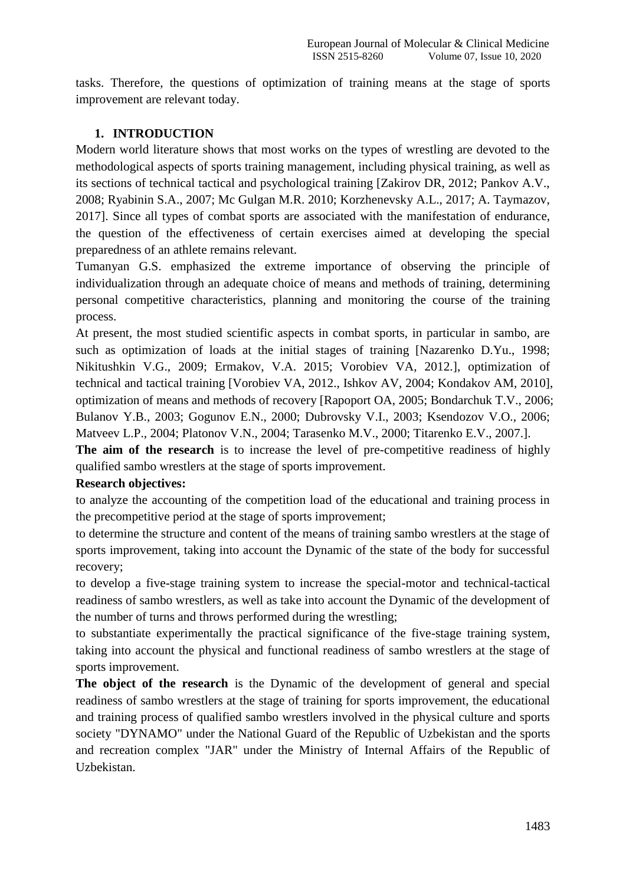tasks. Therefore, the questions of optimization of training means at the stage of sports improvement are relevant today.

## 1. INTRODUCTION

Modern world literature shows that most works on the types of wrestling are devoted to the methodological aspects of sports training management, including physical training, as well as its sections of technical tactical and psychological training [Zakirov DR, 2012; Pankov A.V., 2008; Ryabinin S.A., 2007; Mc Gulgan M.R. 2010; Korzhenevsky A.L., 2017; A. Taymazov, 2017]. Since all types of combat sports are associated with the manifestation of endurance, the question of the effectiveness of certain exercises aimed at developing the special preparedness of an athlete remains relevant.

Tumanyan G.S. emphasized the extreme importance of observing the principle of individualization through an adequate choice of means and methods of training, determining personal competitive characteristics, planning and monitoring the course of the training process.

At present, the most studied scientific aspects in combat sports, in particular in sambo, are such as optimization of loads at the initial stages of training [Nazarenko D.Yu., 1998; Nikitushkin V.G., 2009; Ermakov, V.A. 2015; Vorobiev VA, 2012.], optimization of technical and tactical training [Vorobiev VA, 2012., Ishkov AV, 2004; Kondakov AM, 2010], optimization of means and methods of recovery [Rapoport OA, 2005; Bondarchuk T.V., 2006; Bulanov Y.B., 2003; Gogunov E.N., 2000; Dubrovsky V.I., 2003; Ksendozov V.O., 2006; Matveev L.P., 2004; Platonov V.N., 2004; Tarasenko M.V., 2000; Titarenko E.V., 2007.].

**The aim of the research** is to increase the level of pre-competitive readiness of highly qualified sambo wrestlers at the stage of sports improvement.

**Research objectives:**

to analyze the accounting of the competition load of the educational and training process in the precompetitive period at the stage of sports improvement;

to determine the structure and content of the means of training sambo wrestlers at the stage of sports improvement, taking into account the Dynamic of the state of the body for successful recovery;

to develop a five-stage training system to increase the special-motor and technical-tactical readiness of sambo wrestlers, as well as take into account the Dynamic of the development of the number of turns and throws performed during the wrestling;

to substantiate experimentally the practical significance of the five-stage training system, taking into account the physical and functional readiness of sambo wrestlers at the stage of sports improvement.

**The object of the research** is the Dynamic of the development of general and special readiness of sambo wrestlers at the stage of training for sports improvement, the educational and training process of qualified sambo wrestlers involved in the physical culture and sports society "DYNAMO" under the National Guard of the Republic of Uzbekistan and the sports and recreation complex "JAR" under the Ministry of Internal Affairs of the Republic of Uzbekistan.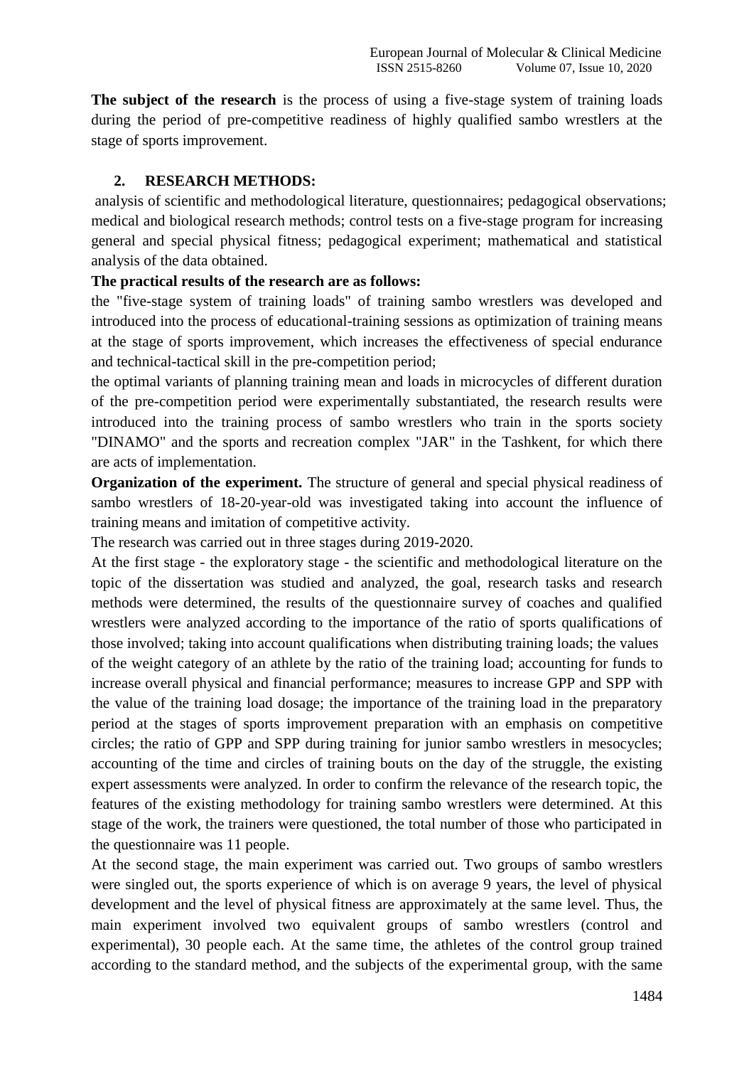**The subject of the research** is the process of using a five-stage system of training loads during the period of pre-competitive readiness of highly qualified sambo wrestlers at the stage of sports improvement.

## 2. RESEARCH METHODS:

analysis of scientific and methodological literature, questionnaires; pedagogical observations; medical and biological research methods; control tests on a five-stage program for increasing general and special physical fitness; pedagogical experiment; mathematical and statistical analysis of the data obtained.

**The practical results of the research are as follows:**

the "five-stage system of training loads" of training sambo wrestlers was developed and introduced into the process of educational-training sessions as optimization of training means at the stage of sports improvement, which increases the effectiveness of special endurance and technical-tactical skill in the pre-competition period;

the optimal variants of planning training mean and loads in microcycles of different duration of the pre-competition period were experimentally substantiated, the research results were introduced into the training process of sambo wrestlers who train in the sports society "DINAMO" and the sports and recreation complex "JAR" in the Tashkent, for which there are acts of implementation.

**Organization of the experiment.** The structure of general and special physical readiness of sambo wrestlers of 18-20-year-old was investigated taking into account the influence of training means and imitation of competitive activity.

The research was carried out in three stages during 2019-2020.

At the first stage - the exploratory stage - the scientific and methodological literature on the topic of the dissertation was studied and analyzed, the goal, research tasks and research methods were determined, the results of the questionnaire survey of coaches and qualified wrestlers were analyzed according to the importance of the ratio of sports qualifications of those involved; taking into account qualifications when distributing training loads; the values of the weight category of an athlete by the ratio of the training load; accounting for funds to increase overall physical and financial performance; measures to increase GPP and SPP with the value of the training load dosage; the importance of the training load in the preparatory period at the stages of sports improvement preparation with an emphasis on competitive circles; the ratio of GPP and SPP during training for junior sambo wrestlers in mesocycles; accounting of the time and circles of training bouts on the day of the struggle, the existing expert assessments were analyzed. In order to confirm the relevance of the research topic, the features of the existing methodology for training sambo wrestlers were determined. At this stage of the work, the trainers were questioned, the total number of those who participated in the questionnaire was 11 people.

At the second stage, the main experiment was carried out. Two groups of sambo wrestlers were singled out, the sports experience of which is on average 9 years, the level of physical development and the level of physical fitness are approximately at the same level. Thus, the main experiment involved two equivalent groups of sambo wrestlers (control and experimental), 30 people each. At the same time, the athletes of the control group trained according to the standard method, and the subjects of the experimental group, with the same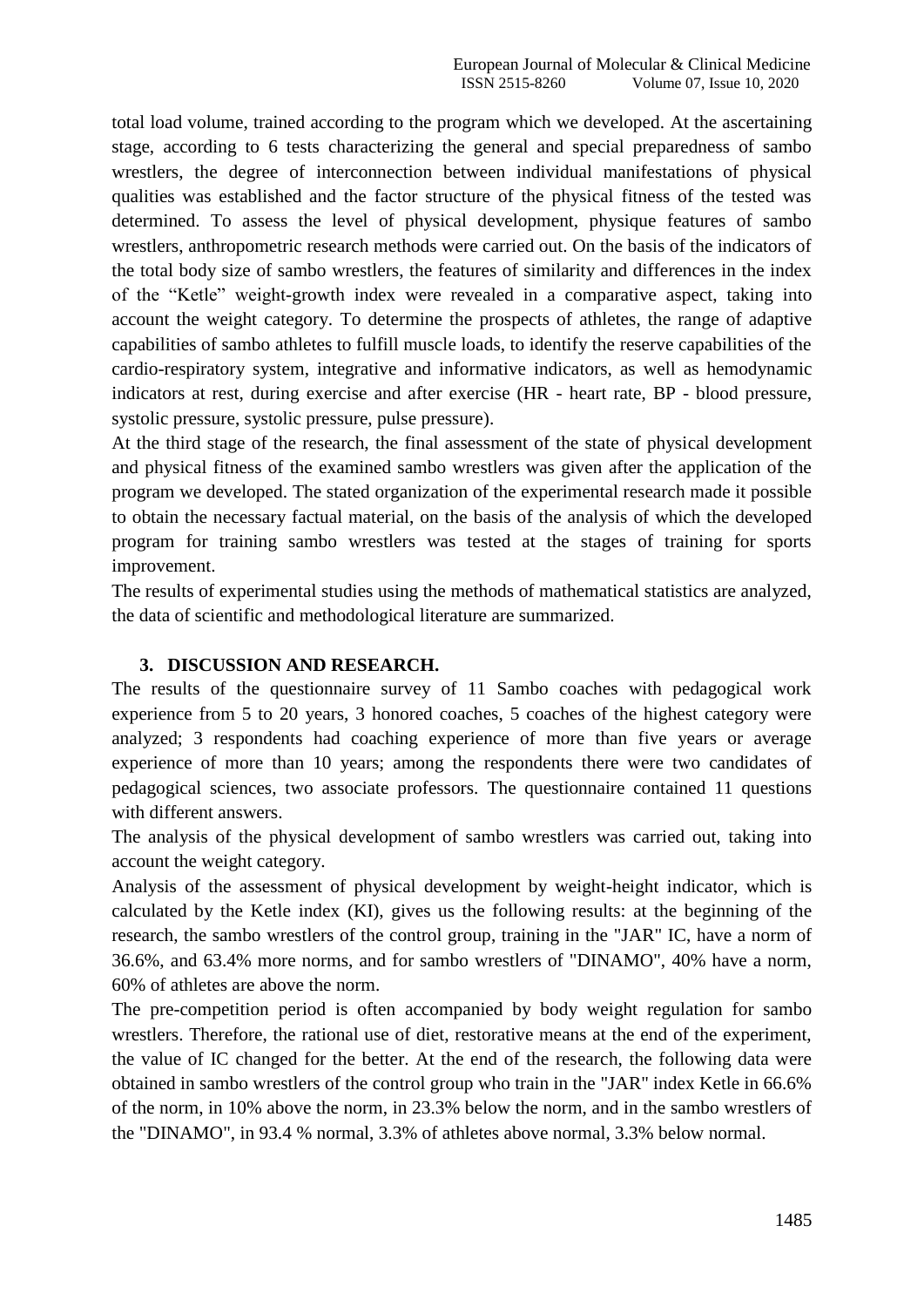total load volume, trained according to the program which we developed. At the ascertaining stage, according to 6 tests characterizing the general and special preparedness of sambo wrestlers, the degree of interconnection between individual manifestations of physical qualities was established and the factor structure of the physical fitness of the tested was determined. To assess the level of physical development, physique features of sambo wrestlers, anthropometric research methods were carried out. On the basis of the indicators of the total body size of sambo wrestlers, the features of similarity and differences in the index of the "Ketle" weight-growth index were revealed in a comparative aspect, taking into account the weight category. To determine the prospects of athletes, the range of adaptive capabilities of sambo athletes to fulfill muscle loads, to identify the reserve capabilities of the cardio-respiratory system, integrative and informative indicators, as well as hemodynamic indicators at rest, during exercise and after exercise (HR - heart rate, BP - blood pressure, systolic pressure, systolic pressure, pulse pressure).

At the third stage of the research, the final assessment of the state of physical development and physical fitness of the examined sambo wrestlers was given after the application of the program we developed. The stated organization of the experimental research made it possible to obtain the necessary factual material, on the basis of the analysis of which the developed program for training sambo wrestlers was tested at the stages of training for sports improvement.

The results of experimental studies using the methods of mathematical statistics are analyzed, the data of scientific and methodological literature are summarized.

## 3. DISCUSSION AND RESEARCH.

The results of the questionnaire survey of 11 Sambo coaches with pedagogical work experience from 5 to 20 years, 3 honored coaches, 5 coaches of the highest category were analyzed; 3 respondents had coaching experience of more than five years or average experience of more than 10 years; among the respondents there were two candidates of pedagogical sciences, two associate professors. The questionnaire contained 11 questions with different answers.

The analysis of the physical development of sambo wrestlers was carried out, taking into account the weight category.

Analysis of the assessment of physical development by weight-height indicator, which is calculated by the Ketle index (KI), gives us the following results: at the beginning of the research, the sambo wrestlers of the control group, training in the "JAR" IC, have a norm of 36.6%, and 63.4% more norms, and for sambo wrestlers of "DINAMO", 40% have a norm, 60% of athletes are above the norm.

The pre-competition period is often accompanied by body weight regulation for sambo wrestlers. Therefore, the rational use of diet, restorative means at the end of the experiment, the value of IC changed for the better. At the end of the research, the following data were obtained in sambo wrestlers of the control group who train in the "JAR" index Ketle in 66.6% of the norm, in 10% above the norm, in 23.3% below the norm, and in the sambo wrestlers of the "DINAMO", in 93.4 % normal, 3.3% of athletes above normal, 3.3% below normal.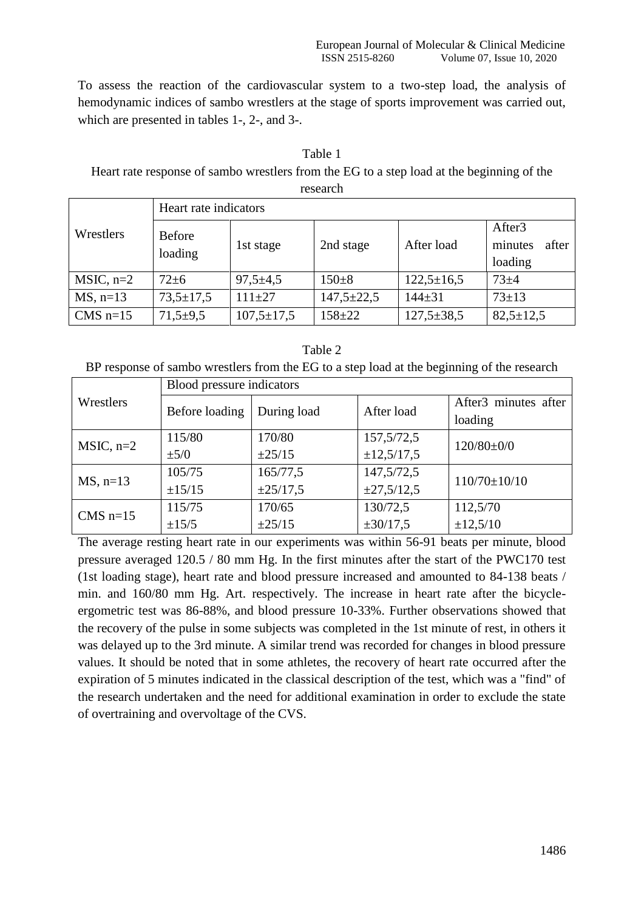To assess the reaction of the cardiovascular system to a two-step load, the analysis of hemodynamic indices of sambo wrestlers at the stage of sports improvement was carried out, which are presented in tables 1-, 2-, and 3-.

Table 1

Heart rate response of sambo wrestlers from the EG to a step load at the beginning of the research

| Wrestlers | Heart rate indicators | | | | |
|---|---|---|---|---|---|
| | Before loading | 1st stage | 2nd stage | After load | After3 minutes after loading |
| MSIC, n=2 | 72±6 | 97,5±4,5 | 150±8 | 122,5±16,5 | 73±4 |
| MS, n=13 | 73,5±17,5 | 111±27 | 147,5±22,5 | 144±31 | 73±13 |
| CMS n=15 | 71,5±9,5 | 107,5±17,5 | 158±22 | 127,5±38,5 | 82,5±12,5 |

Table 2

BP response of sambo wrestlers from the EG to a step load at the beginning of the research

| Wrestlers | Blood pressure indicators | | | |
|---|---|---|---|---|
| | Before loading | During load | After load | After3 minutes after loading |
| MSIC, n=2 | 115/80 ±5/0 | 170/80 ±25/15 | 157,5/72,5 ±12,5/17,5 | 120/80±0/0 |
| MS, n=13 | 105/75 ±15/15 | 165/77,5 ±25/17,5 | 147,5/72,5 ±27,5/12,5 | 110/70±10/10 |
| CMS n=15 | 115/75 ±15/5 | 170/65 ±25/15 | 130/72,5 ±30/17,5 | 112,5/70 ±12,5/10 |

The average resting heart rate in our experiments was within 56-91 beats per minute, blood pressure averaged 120.5 / 80 mm Hg. In the first minutes after the start of the PWC170 test (1st loading stage), heart rate and blood pressure increased and amounted to 84-138 beats / min. and 160/80 mm Hg. Art. respectively. The increase in heart rate after the bicycle-ergometric test was 86-88%, and blood pressure 10-33%. Further observations showed that the recovery of the pulse in some subjects was completed in the 1st minute of rest, in others it was delayed up to the 3rd minute. A similar trend was recorded for changes in blood pressure values. It should be noted that in some athletes, the recovery of heart rate occurred after the expiration of 5 minutes indicated in the classical description of the test, which was a "find" of the research undertaken and the need for additional examination in order to exclude the state of overtraining and overvoltage of the CVS.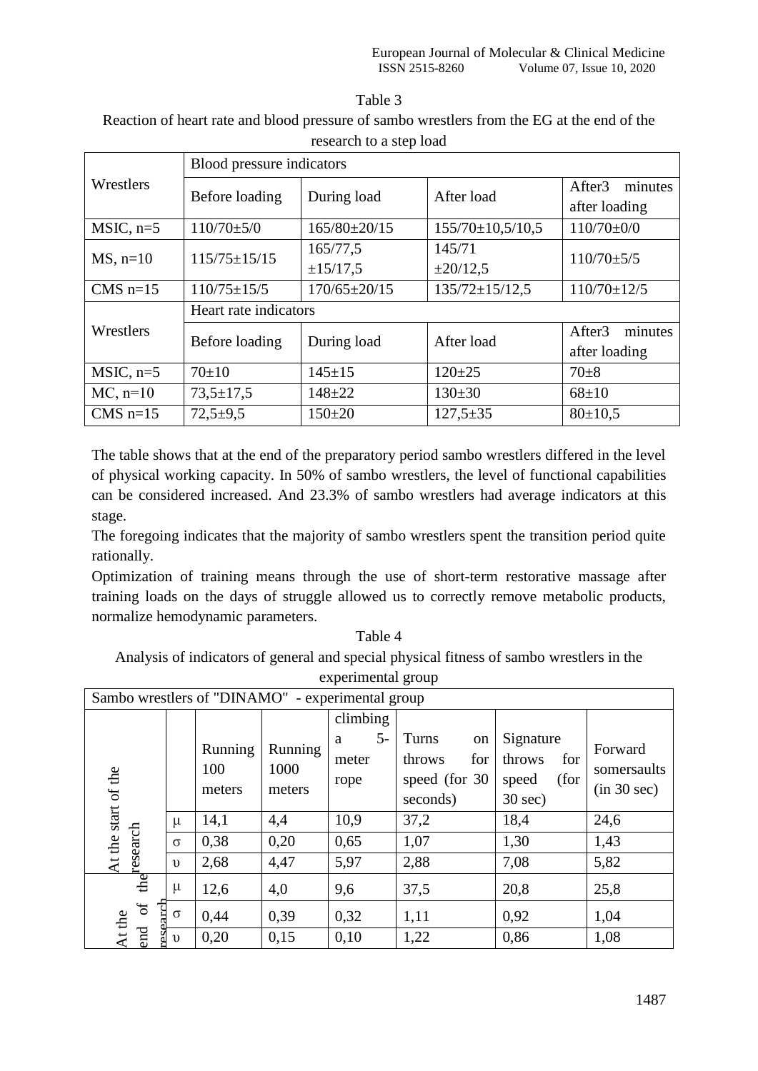Table 3

Reaction of heart rate and blood pressure of sambo wrestlers from the EG at the end of the research to a step load

| Wrestlers | Blood pressure indicators | | | |
|---|---|---|---|---|
| | Before loading | During load | After load | After3 minutes after loading |
| MSIC, n=5 | 110/70±5/0 | 165/80±20/15 | 155/70±10,5/10,5 | 110/70±0/0 |
| MS, n=10 | 115/75±15/15 | 165/77,5 ±15/17,5 | 145/71 ±20/12,5 | 110/70±5/5 |
| CMS n=15 | 110/75±15/5 | 170/65±20/15 | 135/72±15/12,5 | 110/70±12/5 |
| Wrestlers | Heart rate indicators | | | |
| | Before loading | During load | After load | After3 minutes after loading |
| MSIC, n=5 | 70±10 | 145±15 | 120±25 | 70±8 |
| MC, n=10 | 73,5±17,5 | 148±22 | 130±30 | 68±10 |
| CMS n=15 | 72,5±9,5 | 150±20 | 127,5±35 | 80±10,5 |

The table shows that at the end of the preparatory period sambo wrestlers differed in the level of physical working capacity. In 50% of sambo wrestlers, the level of functional capabilities can be considered increased. And 23.3% of sambo wrestlers had average indicators at this stage.

The foregoing indicates that the majority of sambo wrestlers spent the transition period quite rationally.

Optimization of training means through the use of short-term restorative massage after training loads on the days of struggle allowed us to correctly remove metabolic products, normalize hemodynamic parameters.

Table 4

Analysis of indicators of general and special physical fitness of sambo wrestlers in the experimental group

| Sambo wrestlers of "DINAMO" - experimental group | | | | | | | |
|---|---|---|---|---|---|---|---|
| | | Running 100 meters | Running 1000 meters | climbing a 5-meter rope | Turns on throws for speed (for 30 seconds) | Signature throws for speed (for 30 sec) | Forward somersaults (in 30 sec) |
| At the start of the research | μ | 14,1 | 4,4 | 10,9 | 37,2 | 18,4 | 24,6 |
| | σ | 0,38 | 0,20 | 0,65 | 1,07 | 1,30 | 1,43 |
| | υ | 2,68 | 4,47 | 5,97 | 2,88 | 7,08 | 5,82 |
| At the end of the research | μ | 12,6 | 4,0 | 9,6 | 37,5 | 20,8 | 25,8 |
| | σ | 0,44 | 0,39 | 0,32 | 1,11 | 0,92 | 1,04 |
| | υ | 0,20 | 0,15 | 0,10 | 1,22 | 0,86 | 1,08 |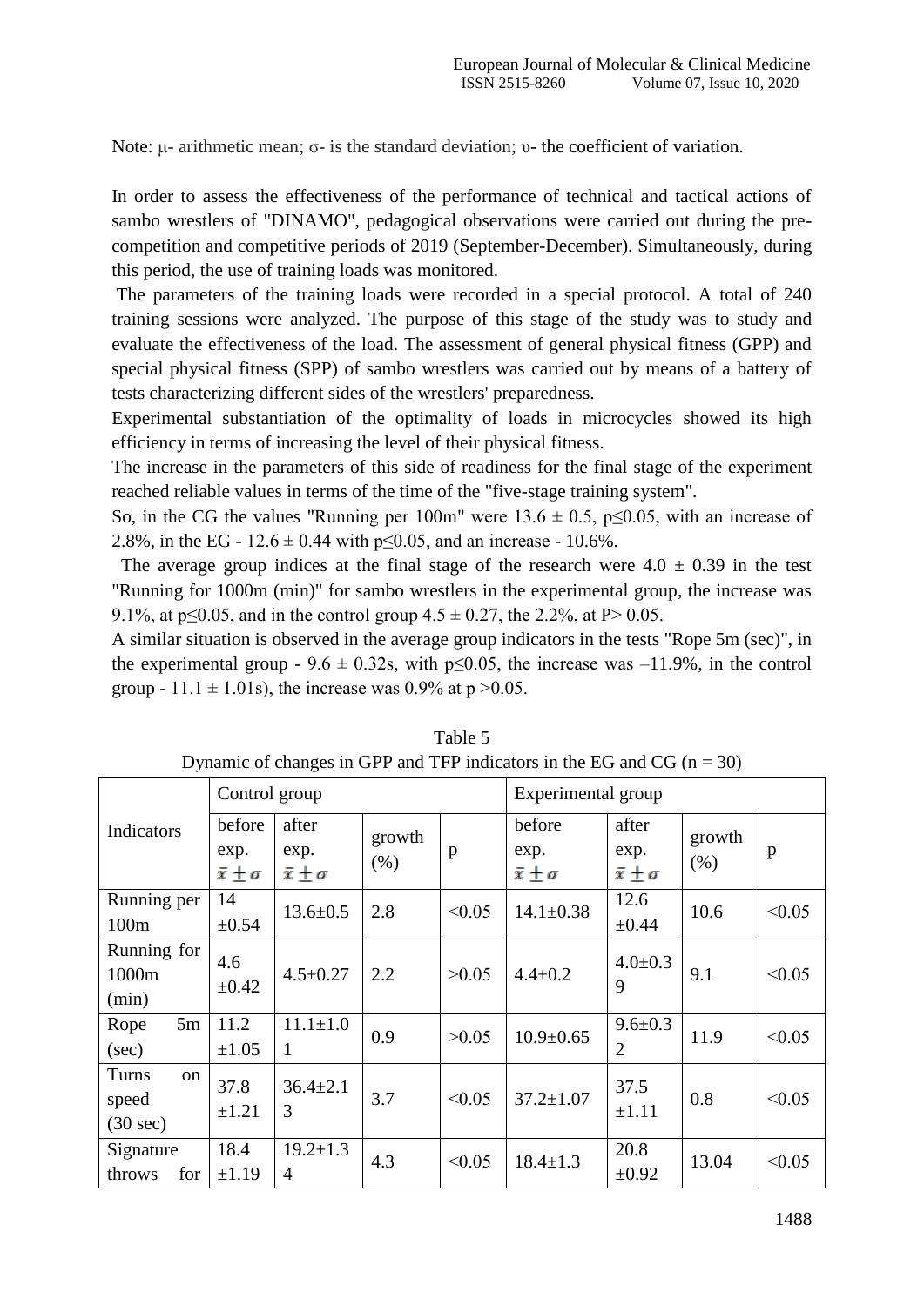Note: μ- arithmetic mean; σ- is the standard deviation; υ- the coefficient of variation.

In order to assess the effectiveness of the performance of technical and tactical actions of sambo wrestlers of "DINAMO", pedagogical observations were carried out during the pre-competition and competitive periods of 2019 (September-December). Simultaneously, during this period, the use of training loads was monitored.

The parameters of the training loads were recorded in a special protocol. A total of 240 training sessions were analyzed. The purpose of this stage of the study was to study and evaluate the effectiveness of the load. The assessment of general physical fitness (GPP) and special physical fitness (SPP) of sambo wrestlers was carried out by means of a battery of tests characterizing different sides of the wrestlers' preparedness.

Experimental substantiation of the optimality of loads in microcycles showed its high efficiency in terms of increasing the level of their physical fitness.

The increase in the parameters of this side of readiness for the final stage of the experiment reached reliable values in terms of the time of the "five-stage training system".

So, in the CG the values "Running per 100m" were $13.6 \pm 0.5$, $p \leq 0.05$, with an increase of 2.8%, in the EG - $12.6 \pm 0.44$ with $p \leq 0.05$, and an increase - 10.6%.

The average group indices at the final stage of the research were $4.0 \pm 0.39$ in the test "Running for 1000m (min)" for sambo wrestlers in the experimental group, the increase was 9.1%, at $p \leq 0.05$, and in the control group $4.5 \pm 0.27$, the 2.2%, at $P > 0.05$.

A similar situation is observed in the average group indicators in the tests "Rope 5m (sec)", in the experimental group - $9.6 \pm 0.32$s, with $p \leq 0.05$, the increase was –11.9%, in the control group - $11.1 \pm 1.01$s), the increase was 0.9% at $p > 0.05$.

Table 5
Dynamic of changes in GPP and TFP indicators in the EG and CG (n = 30)

| Indicators | Control group | | | | Experimental group | | | |
|---|---|---|---|---|---|---|---|---|
| | before exp. $\bar{x} \pm \sigma$ | after exp. $\bar{x} \pm \sigma$ | growth (%) | p | before exp. $\bar{x} \pm \sigma$ | after exp. $\bar{x} \pm \sigma$ | growth (%) | p |
| Running per 100m | 14 ±0.54 | 13.6±0.5 | 2.8 | <0.05 | 14.1±0.38 | 12.6 ±0.44 | 10.6 | <0.05 |
| Running for 1000m (min) | 4.6 ±0.42 | 4.5±0.27 | 2.2 | >0.05 | 4.4±0.2 | 4.0±0.39 | 9.1 | <0.05 |
| Rope 5m (sec) | 11.2 ±1.05 | 11.1±1.01 | 0.9 | >0.05 | 10.9±0.65 | 9.6±0.32 | 11.9 | <0.05 |
| Turns on speed (30 sec) | 37.8 ±1.21 | 36.4±2.13 | 3.7 | <0.05 | 37.2±1.07 | 37.5 ±1.11 | 0.8 | <0.05 |
| Signature throws for | 18.4 ±1.19 | 19.2±1.34 | 4.3 | <0.05 | 18.4±1.3 | 20.8 ±0.92 | 13.04 | <0.05 |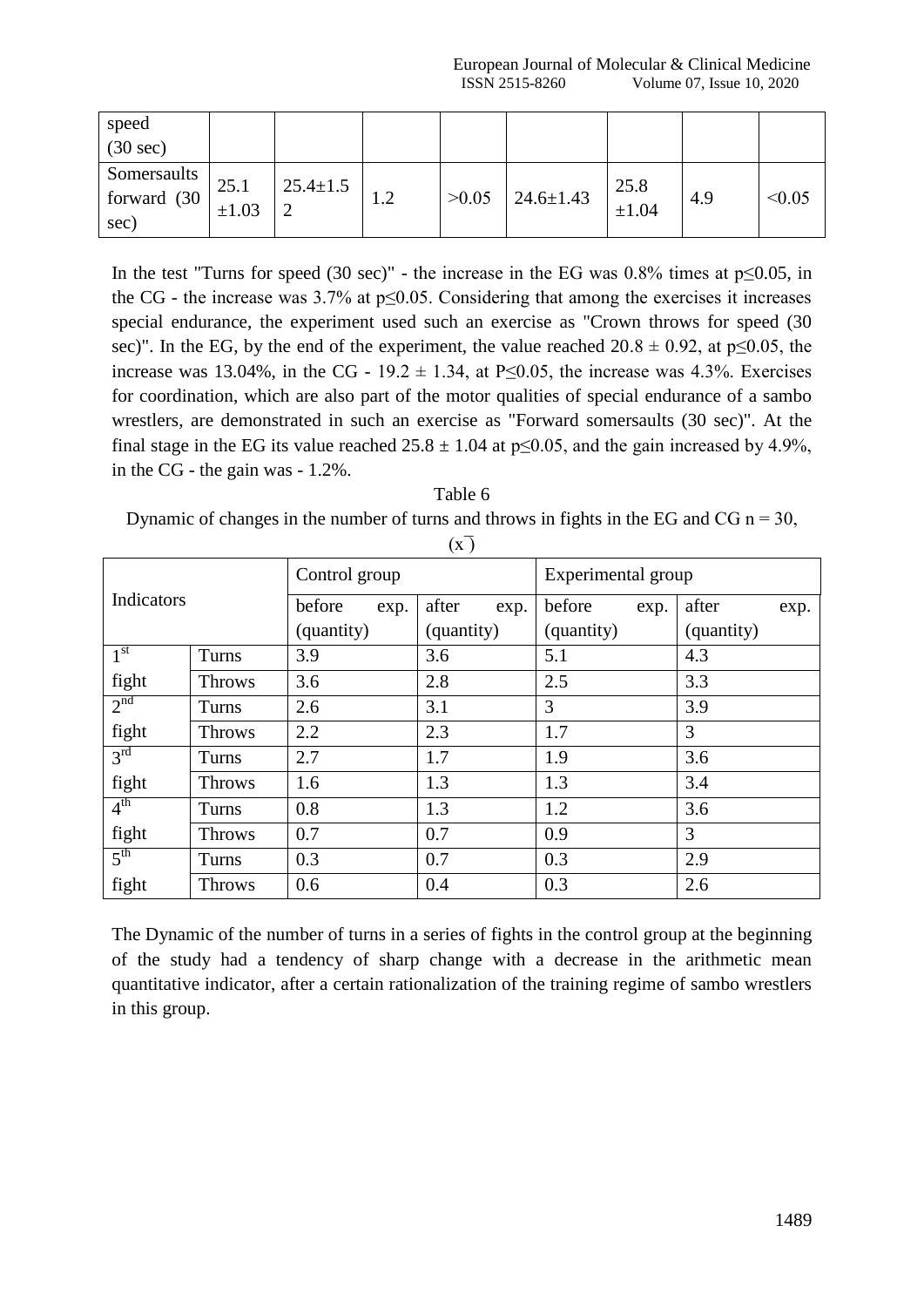| speed (30 sec) | | | | | | | | |
|---|---|---|---|---|---|---|---|---|
| Somersaults forward (30 sec) | 25.1 ±1.03 | 25.4±1.52 | 1.2 | >0.05 | 24.6±1.43 | 25.8 ±1.04 | 4.9 | <0.05 |

In the test "Turns for speed (30 sec)" - the increase in the EG was 0.8% times at $p \leq 0.05$, in the CG - the increase was 3.7% at $p \leq 0.05$. Considering that among the exercises it increases special endurance, the experiment used such an exercise as "Crown throws for speed (30 sec)". In the EG, by the end of the experiment, the value reached $20.8 \pm 0.92$, at $p \leq 0.05$, the increase was 13.04%, in the CG - $19.2 \pm 1.34$, at $P \leq 0.05$, the increase was 4.3%. Exercises for coordination, which are also part of the motor qualities of special endurance of a sambo wrestlers, are demonstrated in such an exercise as "Forward somersaults (30 sec)". At the final stage in the EG its value reached $25.8 \pm 1.04$ at $p \leq 0.05$, and the gain increased by 4.9%, in the CG - the gain was - 1.2%.

Table 6

Dynamic of changes in the number of turns and throws in fights in the EG and CG n = 30, ($\bar{x}$)

| Indicators | | Control group | | Experimental group | |
|---|---|---|---|---|---|
| | | before exp. (quantity) | after exp. (quantity) | before exp. (quantity) | after exp. (quantity) |
| 1st fight | Turns | 3.9 | 3.6 | 5.1 | 4.3 |
| | Throws | 3.6 | 2.8 | 2.5 | 3.3 |
| 2nd fight | Turns | 2.6 | 3.1 | 3 | 3.9 |
| | Throws | 2.2 | 2.3 | 1.7 | 3 |
| 3rd fight | Turns | 2.7 | 1.7 | 1.9 | 3.6 |
| | Throws | 1.6 | 1.3 | 1.3 | 3.4 |
| 4th fight | Turns | 0.8 | 1.3 | 1.2 | 3.6 |
| | Throws | 0.7 | 0.7 | 0.9 | 3 |
| 5th fight | Turns | 0.3 | 0.7 | 0.3 | 2.9 |
| | Throws | 0.6 | 0.4 | 0.3 | 2.6 |

The Dynamic of the number of turns in a series of fights in the control group at the beginning of the study had a tendency of sharp change with a decrease in the arithmetic mean quantitative indicator, after a certain rationalization of the training regime of sambo wrestlers in this group.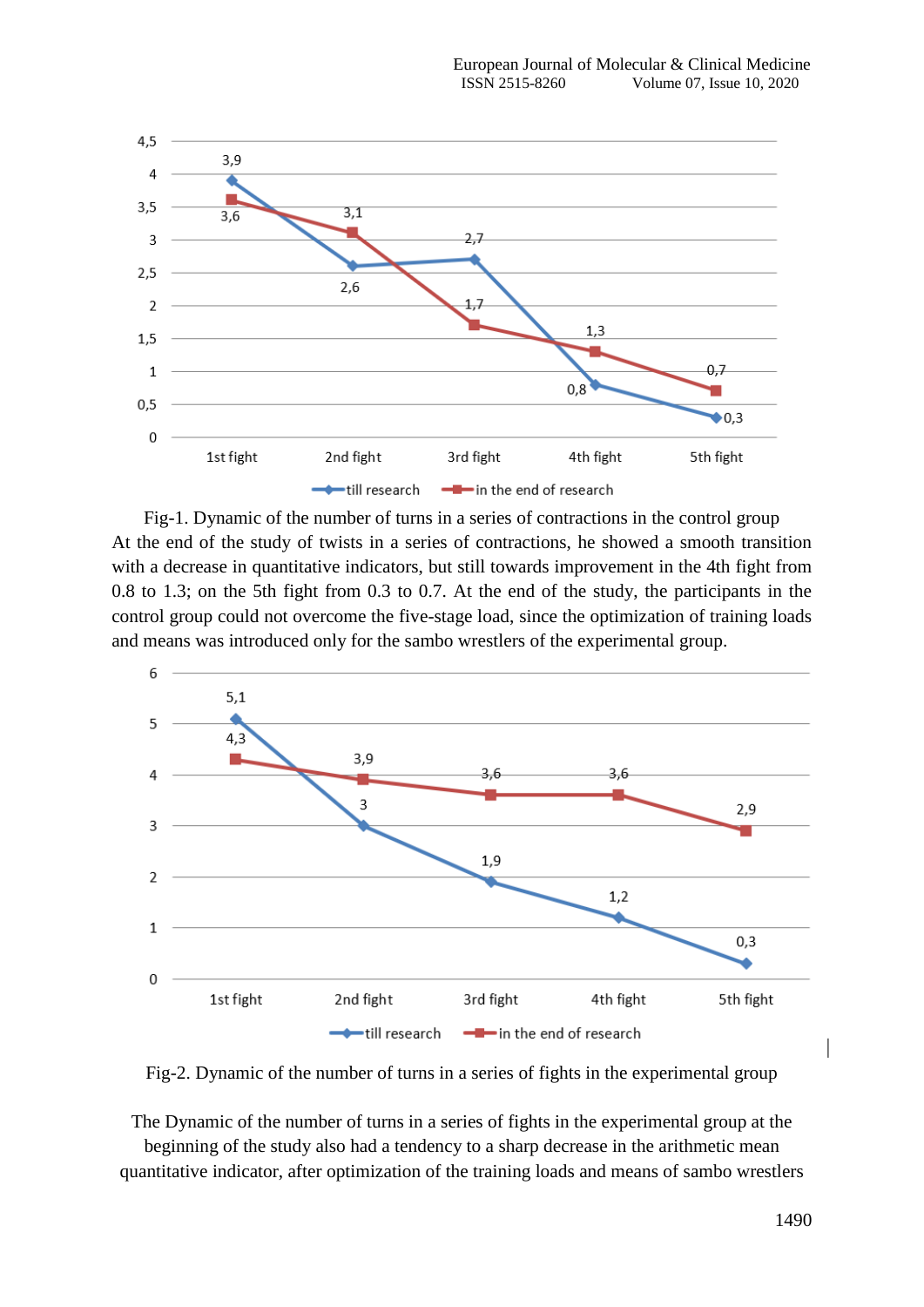Fig-1. Dynamic of the number of turns in a series of contractions in the control group

At the end of the study of twists in a series of contractions, he showed a smooth transition with a decrease in quantitative indicators, but still towards improvement in the 4th fight from 0.8 to 1.3; on the 5th fight from 0.3 to 0.7. At the end of the study, the participants in the control group could not overcome the five-stage load, since the optimization of training loads and means was introduced only for the sambo wrestlers of the experimental group.

Fig-2. Dynamic of the number of turns in a series of fights in the experimental group

The Dynamic of the number of turns in a series of fights in the experimental group at the beginning of the study also had a tendency to a sharp decrease in the arithmetic mean quantitative indicator, after optimization of the training loads and means of sambo wrestlers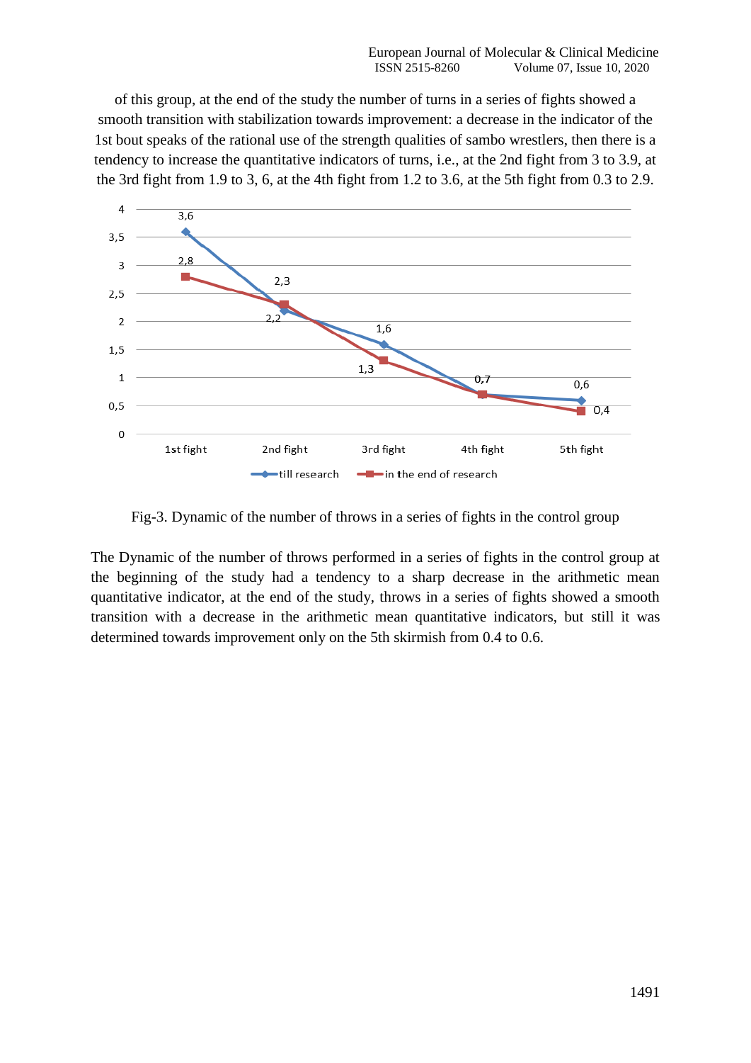of this group, at the end of the study the number of turns in a series of fights showed a smooth transition with stabilization towards improvement: a decrease in the indicator of the 1st bout speaks of the rational use of the strength qualities of sambo wrestlers, then there is a tendency to increase the quantitative indicators of turns, i.e., at the 2nd fight from 3 to 3.9, at the 3rd fight from 1.9 to 3, 6, at the 4th fight from 1.2 to 3.6, at the 5th fight from 0.3 to 2.9.

| | 1st fight | 2nd fight | 3rd fight | 4th fight | 5th fight |
|---|---|---|---|---|---|
| till research | 3,6 | 2,2 | 1,6 | 0,7 | 0,6 |
| in the end of research | 2,8 | 2,3 | 1,3 | 0,7 | 0,4 |

Fig-3. Dynamic of the number of throws in a series of fights in the control group

The Dynamic of the number of throws performed in a series of fights in the control group at the beginning of the study had a tendency to a sharp decrease in the arithmetic mean quantitative indicator, at the end of the study, throws in a series of fights showed a smooth transition with a decrease in the arithmetic mean quantitative indicators, but still it was determined towards improvement only on the 5th skirmish from 0.4 to 0.6.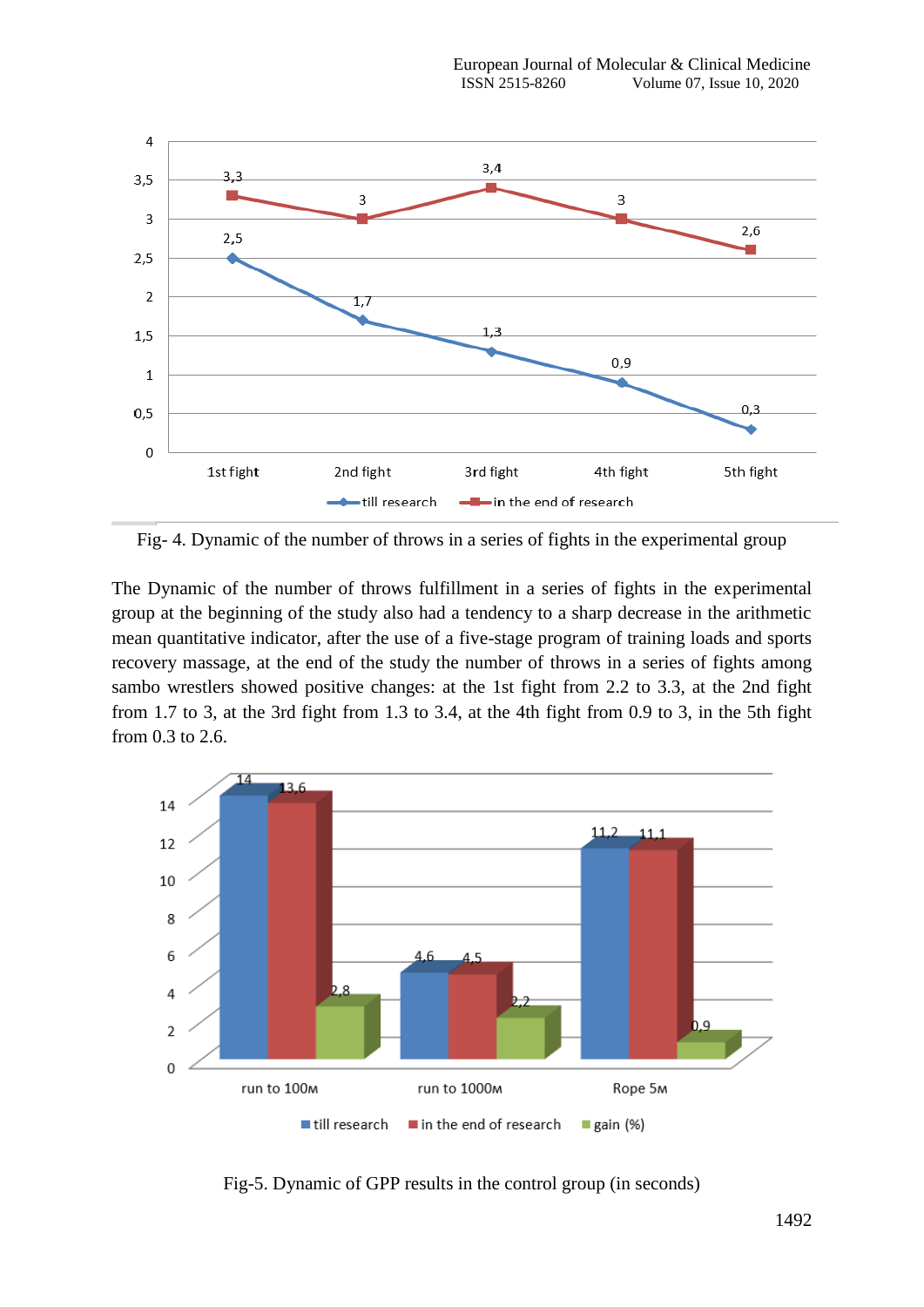Fig- 4. Dynamic of the number of throws in a series of fights in the experimental group

The Dynamic of the number of throws fulfillment in a series of fights in the experimental group at the beginning of the study also had a tendency to a sharp decrease in the arithmetic mean quantitative indicator, after the use of a five-stage program of training loads and sports recovery massage, at the end of the study the number of throws in a series of fights among sambo wrestlers showed positive changes: at the 1st fight from 2.2 to 3.3, at the 2nd fight from 1.7 to 3, at the 3rd fight from 1.3 to 3.4, at the 4th fight from 0.9 to 3, in the 5th fight from 0.3 to 2.6.

Fig-5. Dynamic of GPP results in the control group (in seconds)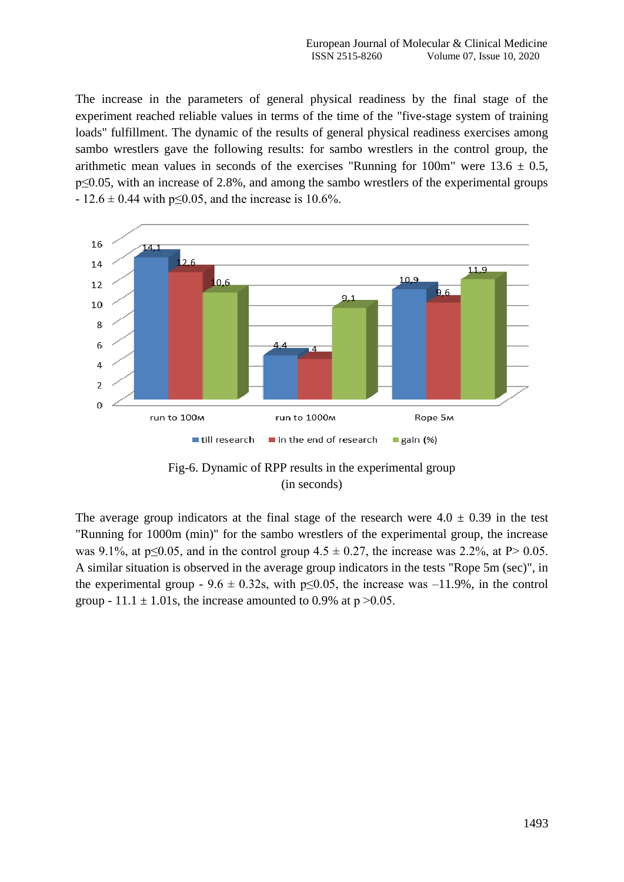The increase in the parameters of general physical readiness by the final stage of the experiment reached reliable values in terms of the time of the "five-stage system of training loads" fulfillment. The dynamic of the results of general physical readiness exercises among sambo wrestlers gave the following results: for sambo wrestlers in the control group, the arithmetic mean values in seconds of the exercises "Running for 100m" were 13.6 ± 0.5, p≤0.05, with an increase of 2.8%, and among the sambo wrestlers of the experimental groups - 12.6 ± 0.44 with p≤0.05, and the increase is 10.6%.

| | till research | in the end of research | gain (%) |
|---|---|---|---|
| run to 100м | 14,1 | 12,6 | 10,6 |
| run to 1000м | 4,4 | 4 | 9,1 |
| Rope 5м | 10,9 | 9,6 | 11,9 |

Fig-6. Dynamic of RPP results in the experimental group (in seconds)

The average group indicators at the final stage of the research were 4.0 ± 0.39 in the test "Running for 1000m (min)" for the sambo wrestlers of the experimental group, the increase was 9.1%, at p≤0.05, and in the control group 4.5 ± 0.27, the increase was 2.2%, at P> 0.05. A similar situation is observed in the average group indicators in the tests "Rope 5m (sec)", in the experimental group - 9.6 ± 0.32s, with p≤0.05, the increase was –11.9%, in the control group - 11.1 ± 1.01s, the increase amounted to 0.9% at p >0.05.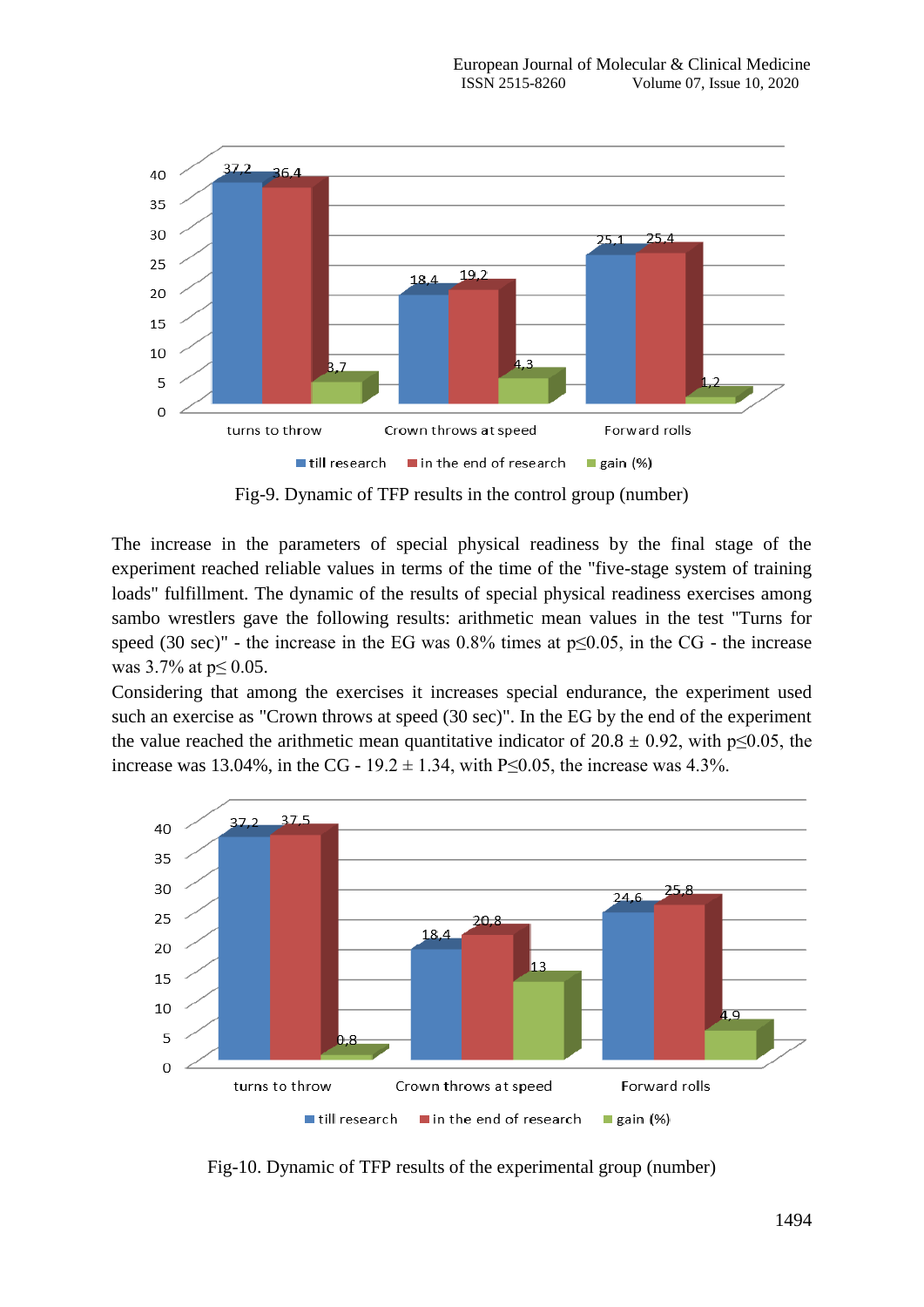Fig-9. Dynamic of TFP results in the control group (number)

The increase in the parameters of special physical readiness by the final stage of the experiment reached reliable values in terms of the time of the "five-stage system of training loads" fulfillment. The dynamic of the results of special physical readiness exercises among sambo wrestlers gave the following results: arithmetic mean values in the test "Turns for speed (30 sec)" - the increase in the EG was 0.8% times at $p \leq 0.05$, in the CG - the increase was 3.7% at $p \leq 0.05$.

Considering that among the exercises it increases special endurance, the experiment used such an exercise as "Crown throws at speed (30 sec)". In the EG by the end of the experiment the value reached the arithmetic mean quantitative indicator of $20.8 \pm 0.92$, with $p \leq 0.05$, the increase was 13.04%, in the CG - $19.2 \pm 1.34$, with $P \leq 0.05$, the increase was 4.3%.

Fig-10. Dynamic of TFP results of the experimental group (number)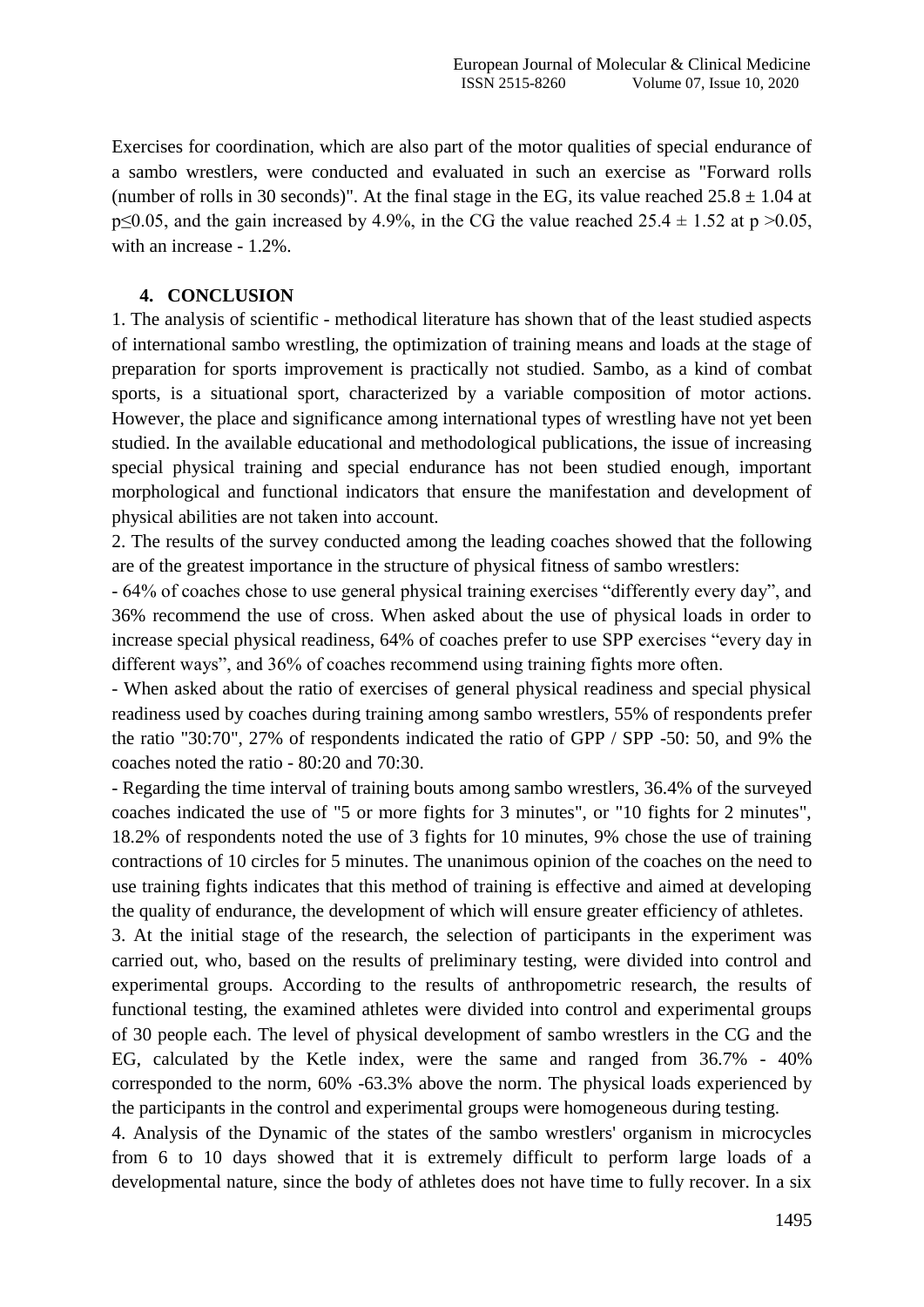Exercises for coordination, which are also part of the motor qualities of special endurance of a sambo wrestlers, were conducted and evaluated in such an exercise as "Forward rolls (number of rolls in 30 seconds)". At the final stage in the EG, its value reached $25.8 \pm 1.04$ at $p \leq 0.05$, and the gain increased by 4.9%, in the CG the value reached $25.4 \pm 1.52$ at $p > 0.05$, with an increase - 1.2%.

## 4. CONCLUSION

1. The analysis of scientific - methodical literature has shown that of the least studied aspects of international sambo wrestling, the optimization of training means and loads at the stage of preparation for sports improvement is practically not studied. Sambo, as a kind of combat sports, is a situational sport, characterized by a variable composition of motor actions. However, the place and significance among international types of wrestling have not yet been studied. In the available educational and methodological publications, the issue of increasing special physical training and special endurance has not been studied enough, important morphological and functional indicators that ensure the manifestation and development of physical abilities are not taken into account.

2. The results of the survey conducted among the leading coaches showed that the following are of the greatest importance in the structure of physical fitness of sambo wrestlers:

- 64% of coaches chose to use general physical training exercises "differently every day", and 36% recommend the use of cross. When asked about the use of physical loads in order to increase special physical readiness, 64% of coaches prefer to use SPP exercises "every day in different ways", and 36% of coaches recommend using training fights more often.

- When asked about the ratio of exercises of general physical readiness and special physical readiness used by coaches during training among sambo wrestlers, 55% of respondents prefer the ratio "30:70", 27% of respondents indicated the ratio of GPP / SPP -50: 50, and 9% the coaches noted the ratio - 80:20 and 70:30.

- Regarding the time interval of training bouts among sambo wrestlers, 36.4% of the surveyed coaches indicated the use of "5 or more fights for 3 minutes", or "10 fights for 2 minutes", 18.2% of respondents noted the use of 3 fights for 10 minutes, 9% chose the use of training contractions of 10 circles for 5 minutes. The unanimous opinion of the coaches on the need to use training fights indicates that this method of training is effective and aimed at developing the quality of endurance, the development of which will ensure greater efficiency of athletes.

3. At the initial stage of the research, the selection of participants in the experiment was carried out, who, based on the results of preliminary testing, were divided into control and experimental groups. According to the results of anthropometric research, the results of functional testing, the examined athletes were divided into control and experimental groups of 30 people each. The level of physical development of sambo wrestlers in the CG and the EG, calculated by the Ketle index, were the same and ranged from 36.7% - 40% corresponded to the norm, 60% -63.3% above the norm. The physical loads experienced by the participants in the control and experimental groups were homogeneous during testing.

4. Analysis of the Dynamic of the states of the sambo wrestlers' organism in microcycles from 6 to 10 days showed that it is extremely difficult to perform large loads of a developmental nature, since the body of athletes does not have time to fully recover. In a six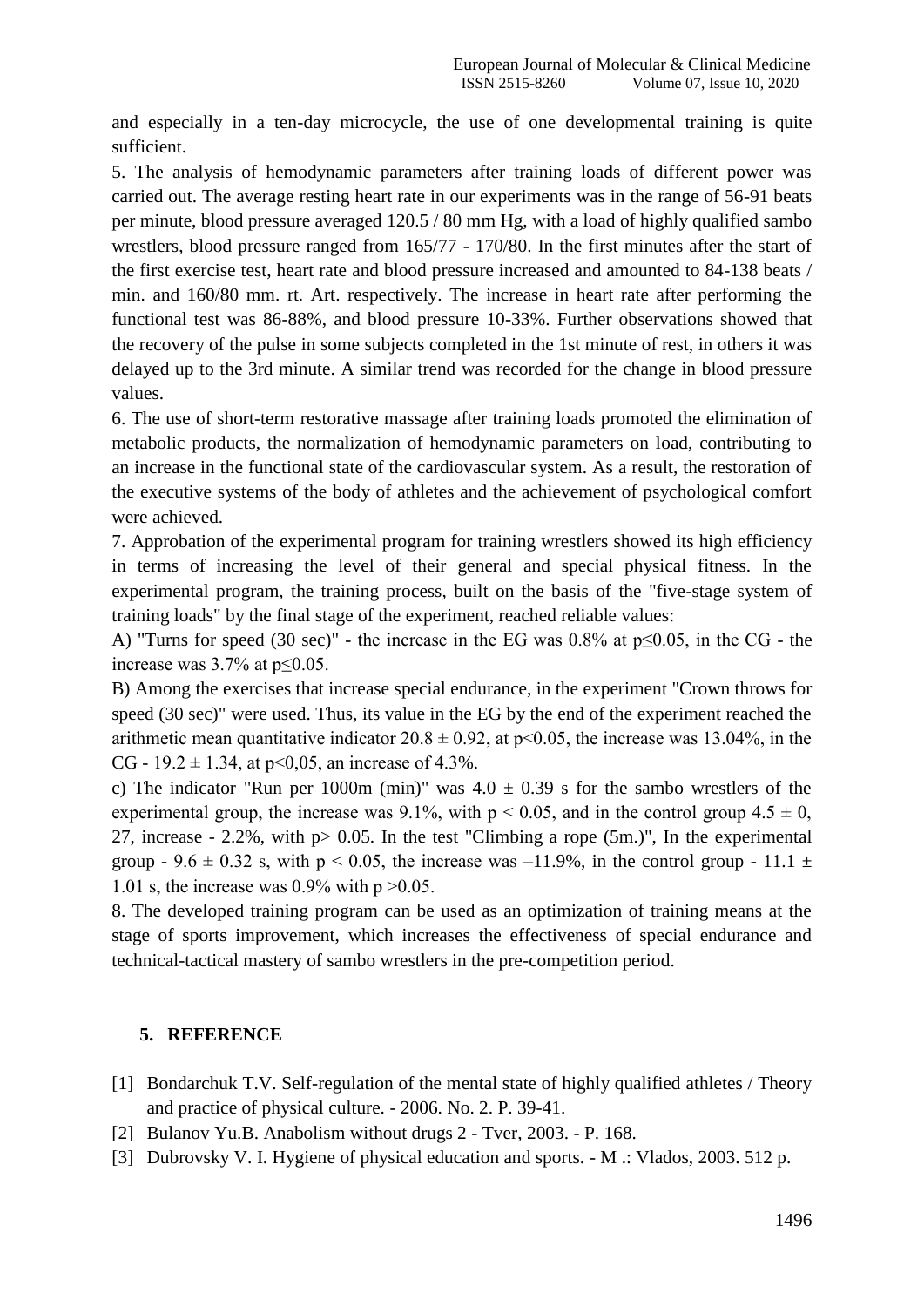and especially in a ten-day microcycle, the use of one developmental training is quite sufficient.

5. The analysis of hemodynamic parameters after training loads of different power was carried out. The average resting heart rate in our experiments was in the range of 56-91 beats per minute, blood pressure averaged 120.5 / 80 mm Hg, with a load of highly qualified sambo wrestlers, blood pressure ranged from 165/77 - 170/80. In the first minutes after the start of the first exercise test, heart rate and blood pressure increased and amounted to 84-138 beats / min. and 160/80 mm. rt. Art. respectively. The increase in heart rate after performing the functional test was 86-88%, and blood pressure 10-33%. Further observations showed that the recovery of the pulse in some subjects completed in the 1st minute of rest, in others it was delayed up to the 3rd minute. A similar trend was recorded for the change in blood pressure values.

6. The use of short-term restorative massage after training loads promoted the elimination of metabolic products, the normalization of hemodynamic parameters on load, contributing to an increase in the functional state of the cardiovascular system. As a result, the restoration of the executive systems of the body of athletes and the achievement of psychological comfort were achieved.

7. Approbation of the experimental program for training wrestlers showed its high efficiency in terms of increasing the level of their general and special physical fitness. In the experimental program, the training process, built on the basis of the "five-stage system of training loads" by the final stage of the experiment, reached reliable values:

A) "Turns for speed (30 sec)" - the increase in the EG was 0.8% at $p \leq 0.05$, in the CG - the increase was 3.7% at $p \leq 0.05$.

B) Among the exercises that increase special endurance, in the experiment "Crown throws for speed (30 sec)" were used. Thus, its value in the EG by the end of the experiment reached the arithmetic mean quantitative indicator $20.8 \pm 0.92$, at $p < 0.05$, the increase was 13.04%, in the CG - $19.2 \pm 1.34$, at p<0,05, an increase of 4.3%.

c) The indicator "Run per 1000m (min)" was $4.0 \pm 0.39$ s for the sambo wrestlers of the experimental group, the increase was 9.1%, with $p < 0.05$, and in the control group $4.5 \pm 0$, 27, increase - 2.2%, with $p > 0.05$. In the test "Climbing a rope (5m.)", In the experimental group - $9.6 \pm 0.32$ s, with $p < 0.05$, the increase was –11.9%, in the control group - $11.1 \pm 1.01$ s, the increase was 0.9% with $p > 0.05$.

8. The developed training program can be used as an optimization of training means at the stage of sports improvement, which increases the effectiveness of special endurance and technical-tactical mastery of sambo wrestlers in the pre-competition period.

## 5. REFERENCE

[1] Bondarchuk T.V. Self-regulation of the mental state of highly qualified athletes / Theory and practice of physical culture. - 2006. No. 2. P. 39-41.

[2] Bulanov Yu.B. Anabolism without drugs 2 - Tver, 2003. - P. 168.

[3] Dubrovsky V. I. Hygiene of physical education and sports. - M .: Vlados, 2003. 512 p.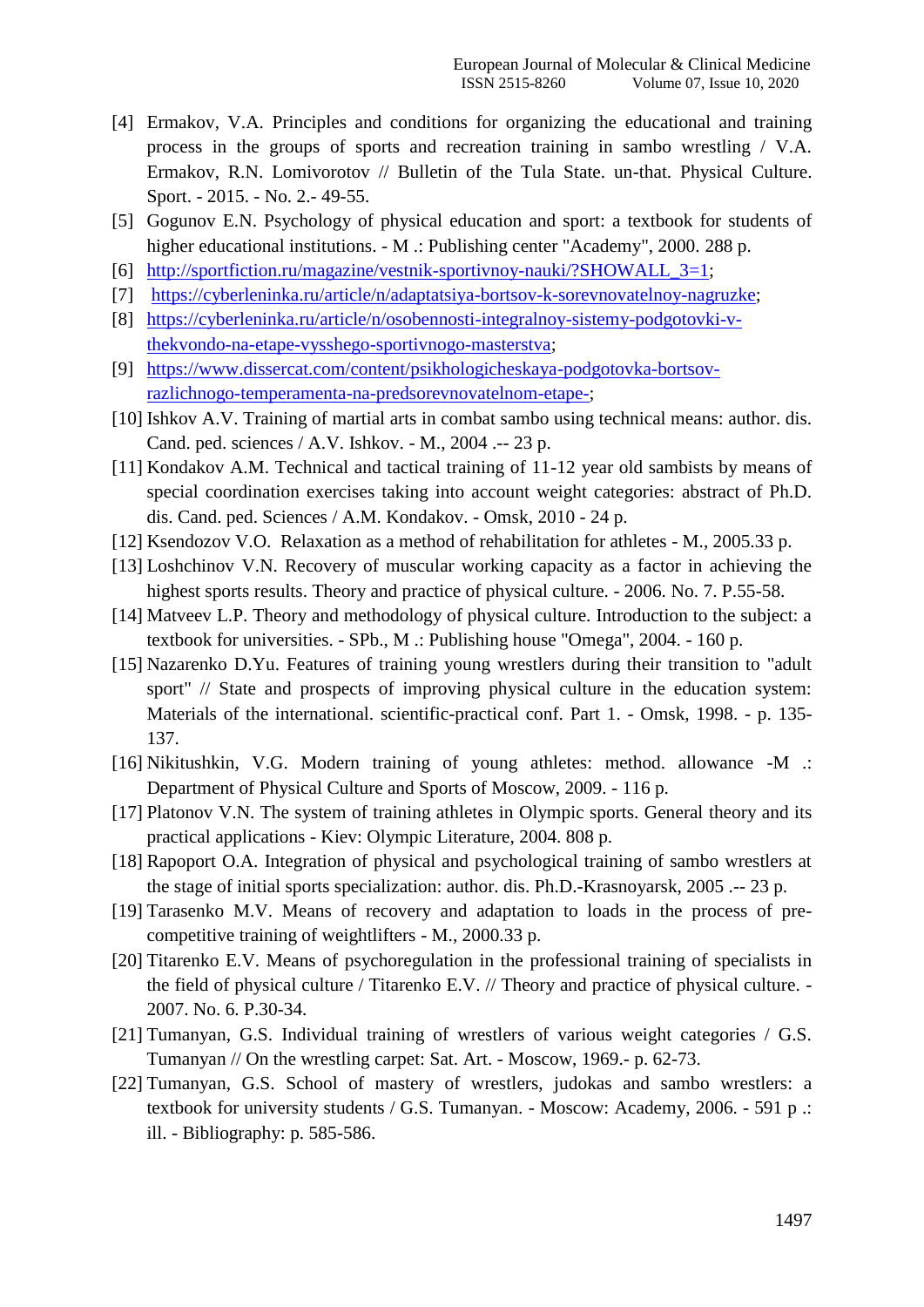[4] Ermakov, V.A. Principles and conditions for organizing the educational and training process in the groups of sports and recreation training in sambo wrestling / V.A. Ermakov, R.N. Lomivorotov // Bulletin of the Tula State. un-that. Physical Culture. Sport. - 2015. - No. 2.- 49-55.

[5] Gogunov E.N. Psychology of physical education and sport: a textbook for students of higher educational institutions. - M .: Publishing center "Academy", 2000. 288 p.

[6] http://sportfiction.ru/magazine/vestnik-sportivnoy-nauki/?SHOWALL_3=1;

[7] https://cyberleninka.ru/article/n/adaptatsiya-bortsov-k-sorevnovatelnoy-nagruzke;

[8] https://cyberleninka.ru/article/n/osobennosti-integralnoy-sistemy-podgotovki-v-thekvondo-na-etape-vysshego-sportivnogo-masterstva;

[9] https://www.dissercat.com/content/psikhologicheskaya-podgotovka-bortsov-razlichnogo-temperamenta-na-predsorevnovatelnom-etape-;

[10] Ishkov A.V. Training of martial arts in combat sambo using technical means: author. dis. Cand. ped. sciences / A.V. Ishkov. - M., 2004 .-- 23 p.

[11] Kondakov A.M. Technical and tactical training of 11-12 year old sambists by means of special coordination exercises taking into account weight categories: abstract of Ph.D. dis. Cand. ped. Sciences / A.M. Kondakov. - Omsk, 2010 - 24 p.

[12] Ksendozov V.O. Relaxation as a method of rehabilitation for athletes - M., 2005.33 p.

[13] Loshchinov V.N. Recovery of muscular working capacity as a factor in achieving the highest sports results. Theory and practice of physical culture. - 2006. No. 7. P.55-58.

[14] Matveev L.P. Theory and methodology of physical culture. Introduction to the subject: a textbook for universities. - SPb., M .: Publishing house "Omega", 2004. - 160 p.

[15] Nazarenko D.Yu. Features of training young wrestlers during their transition to "adult sport" // State and prospects of improving physical culture in the education system: Materials of the international. scientific-practical conf. Part 1. - Omsk, 1998. - p. 135-137.

[16] Nikitushkin, V.G. Modern training of young athletes: method. allowance -M .: Department of Physical Culture and Sports of Moscow, 2009. - 116 p.

[17] Platonov V.N. The system of training athletes in Olympic sports. General theory and its practical applications - Kiev: Olympic Literature, 2004. 808 p.

[18] Rapoport O.A. Integration of physical and psychological training of sambo wrestlers at the stage of initial sports specialization: author. dis. Ph.D.-Krasnoyarsk, 2005 .-- 23 p.

[19] Tarasenko M.V. Means of recovery and adaptation to loads in the process of pre-competitive training of weightlifters - M., 2000.33 p.

[20] Titarenko E.V. Means of psychoregulation in the professional training of specialists in the field of physical culture / Titarenko E.V. // Theory and practice of physical culture. - 2007. No. 6. P.30-34.

[21] Tumanyan, G.S. Individual training of wrestlers of various weight categories / G.S. Tumanyan // On the wrestling carpet: Sat. Art. - Moscow, 1969.- p. 62-73.

[22] Tumanyan, G.S. School of mastery of wrestlers, judokas and sambo wrestlers: a textbook for university students / G.S. Tumanyan. - Moscow: Academy, 2006. - 591 p .: ill. - Bibliography: p. 585-586.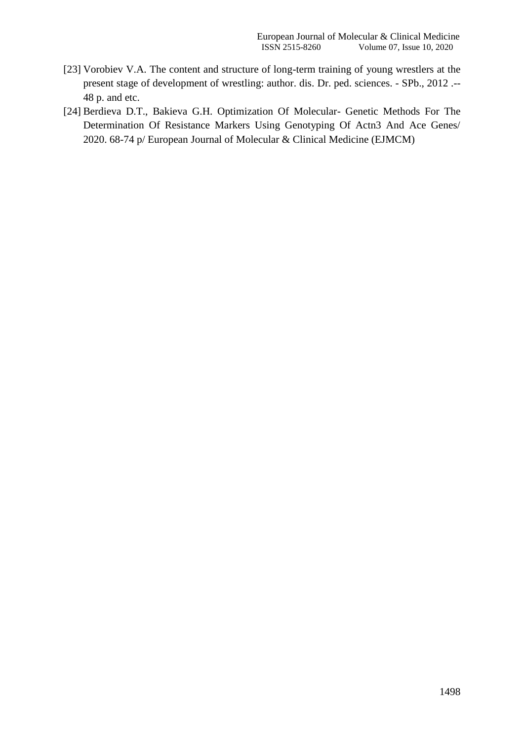[23] Vorobiev V.A. The content and structure of long-term training of young wrestlers at the present stage of development of wrestling: author. dis. Dr. ped. sciences. - SPb., 2012 .-- 48 p. and etc.

[24] Berdieva D.T., Bakieva G.H. Optimization Of Molecular- Genetic Methods For The Determination Of Resistance Markers Using Genotyping Of Actn3 And Ace Genes/ 2020. 68-74 p/ European Journal of Molecular & Clinical Medicine (EJMCM)